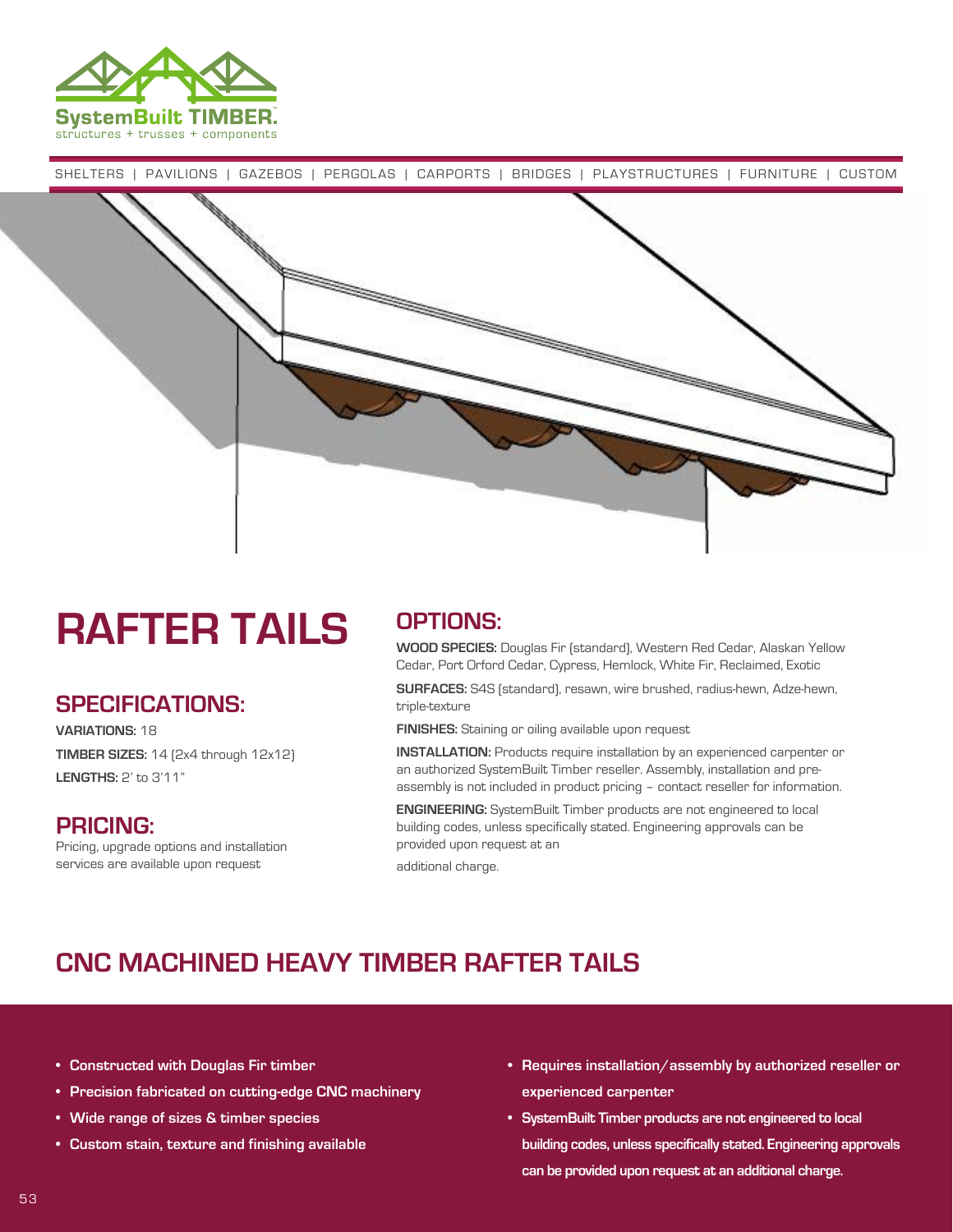SystemBuilt TIMBER.
structures + trusses + components

SHELTERS | PAVILIONS | GAZEBOS | PERGOLAS | CARPORTS | BRIDGES | PLAYSTRUCTURES | FURNITURE | CUSTOM

# RAFTER TAILS

## SPECIFICATIONS:

**VARIATIONS:** 18

**TIMBER SIZES:** 14 (2x4 through 12x12)

**LENGTHS:** 2' to 3'11"

## PRICING:

Pricing, upgrade options and installation services are available upon request

## OPTIONS:

**WOOD SPECIES:** Douglas Fir (standard), Western Red Cedar, Alaskan Yellow Cedar, Port Orford Cedar, Cypress, Hemlock, White Fir, Reclaimed, Exotic

**SURFACES:** S4S (standard), resawn, wire brushed, radius-hewn, Adze-hewn, triple-texture

**FINISHES:** Staining or oiling available upon request

**INSTALLATION:** Products require installation by an experienced carpenter or an authorized SystemBuilt Timber reseller. Assembly, installation and pre-assembly is not included in product pricing – contact reseller for information.

**ENGINEERING:** SystemBuilt Timber products are not engineered to local building codes, unless specifically stated. Engineering approvals can be provided upon request at an

additional charge.

## CNC MACHINED HEAVY TIMBER RAFTER TAILS

- **Constructed with Douglas Fir timber**
- **Precision fabricated on cutting-edge CNC machinery**
- **Wide range of sizes & timber species**
- **Custom stain, texture and finishing available**
- **Requires installation/assembly by authorized reseller or experienced carpenter**
- **SystemBuilt Timber products are not engineered to local building codes, unless specifically stated. Engineering approvals can be provided upon request at an additional charge.**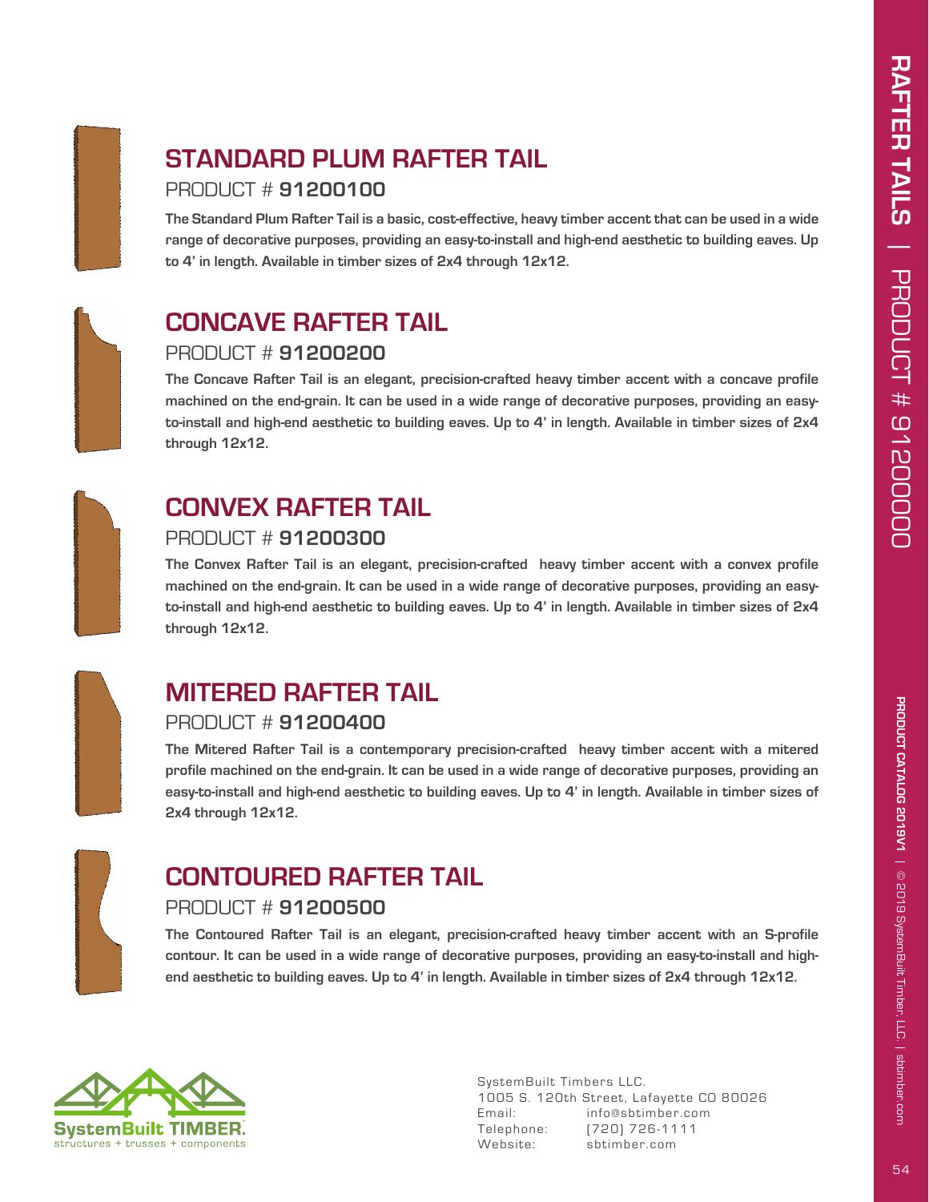## STANDARD PLUM RAFTER TAIL

PRODUCT # **91200100**

**The Standard Plum Rafter Tail is a basic, cost-effective, heavy timber accent that can be used in a wide range of decorative purposes, providing an easy-to-install and high-end aesthetic to building eaves. Up to 4' in length. Available in timber sizes of 2x4 through 12x12.**

## CONCAVE RAFTER TAIL

PRODUCT # **91200200**

**The Concave Rafter Tail is an elegant, precision-crafted heavy timber accent with a concave profile machined on the end-grain. It can be used in a wide range of decorative purposes, providing an easy-to-install and high-end aesthetic to building eaves. Up to 4' in length. Available in timber sizes of 2x4 through 12x12.**

## CONVEX RAFTER TAIL

PRODUCT # **91200300**

**The Convex Rafter Tail is an elegant, precision-crafted heavy timber accent with a convex profile machined on the end-grain. It can be used in a wide range of decorative purposes, providing an easy-to-install and high-end aesthetic to building eaves. Up to 4' in length. Available in timber sizes of 2x4 through 12x12.**

## MITERED RAFTER TAIL

PRODUCT # **91200400**

**The Mitered Rafter Tail is a contemporary precision-crafted heavy timber accent with a mitered profile machined on the end-grain. It can be used in a wide range of decorative purposes, providing an easy-to-install and high-end aesthetic to building eaves. Up to 4' in length. Available in timber sizes of 2x4 through 12x12.**

## CONTOURED RAFTER TAIL

PRODUCT # **91200500**

**The Contoured Rafter Tail is an elegant, precision-crafted heavy timber accent with an S-profile contour. It can be used in a wide range of decorative purposes, providing an easy-to-install and high-end aesthetic to building eaves. Up to 4' in length. Available in timber sizes of 2x4 through 12x12.**

SystemBuilt TIMBER
structures + trusses + components

SystemBuilt Timbers LLC.
1005 S. 120th Street, Lafayette CO 80026
Email: info@sbtimber.com
Telephone: (720) 726-1111
Website: sbtimber.com